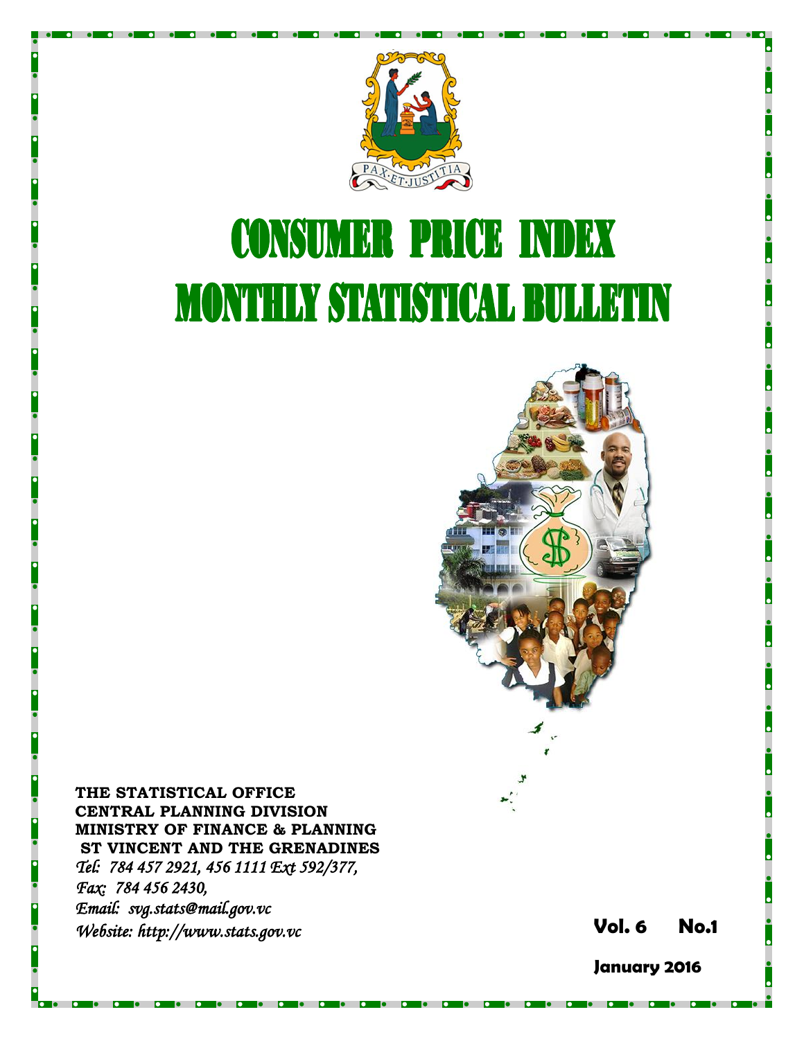# CONSUMER PRICE INDEX
# MONTHLY STATISTICAL BULLETIN

**THE STATISTICAL OFFICE**
**CENTRAL PLANNING DIVISION**
**MINISTRY OF FINANCE & PLANNING**
**ST VINCENT AND THE GRENADINES**
*Tel: 784 457 2921, 456 1111 Ext 592/377,*
*Fax: 784 456 2430,*
*Email: svg.stats@mail.gov.vc*
*Website: http://www.stats.gov.vc*

**Vol. 6 No.1**

**January 2016**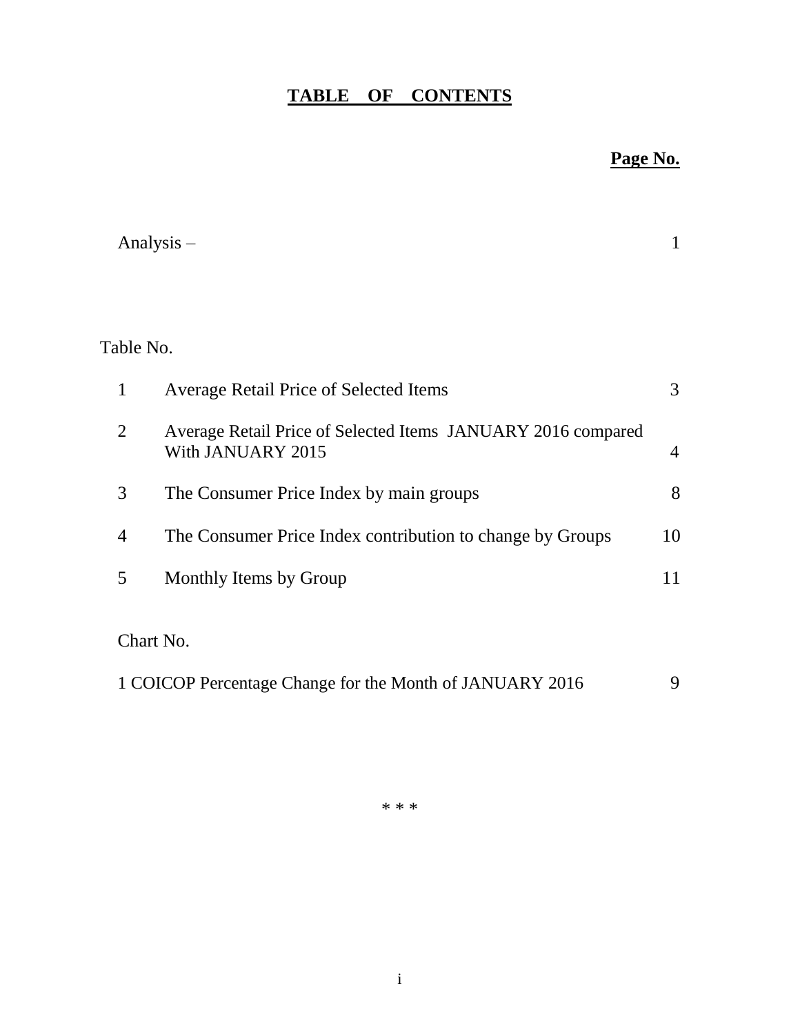# TABLE OF CONTENTS

**Page No.**

| | | Page No. |
|---|---|---|
| Analysis – | | 1 |
| **Table No.** | | |
| 1 | Average Retail Price of Selected Items | 3 |
| 2 | Average Retail Price of Selected Items JANUARY 2016 compared With JANUARY 2015 | 4 |
| 3 | The Consumer Price Index by main groups | 8 |
| 4 | The Consumer Price Index contribution to change by Groups | 10 |
| 5 | Monthly Items by Group | 11 |
| **Chart No.** | | |
| 1 | COICOP Percentage Change for the Month of JANUARY 2016 | 9 |

\* \* \*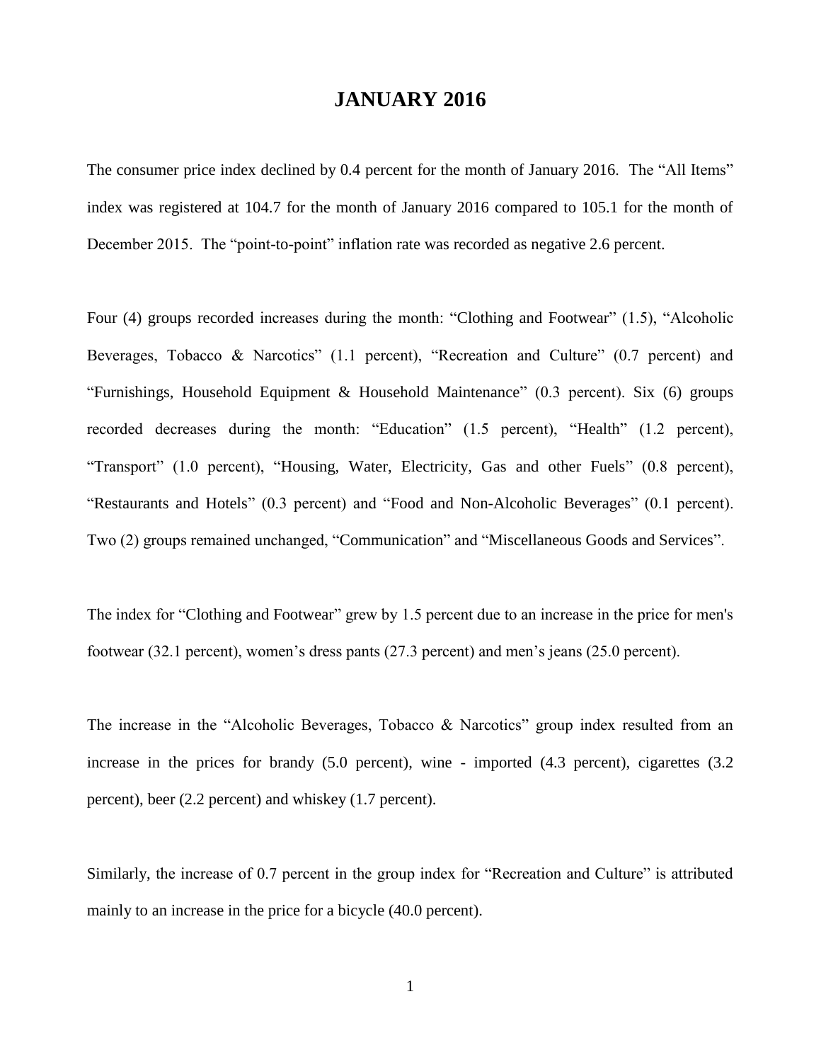# JANUARY 2016

The consumer price index declined by 0.4 percent for the month of January 2016. The "All Items" index was registered at 104.7 for the month of January 2016 compared to 105.1 for the month of December 2015. The "point-to-point" inflation rate was recorded as negative 2.6 percent.

Four (4) groups recorded increases during the month: "Clothing and Footwear" (1.5), "Alcoholic Beverages, Tobacco & Narcotics" (1.1 percent), "Recreation and Culture" (0.7 percent) and "Furnishings, Household Equipment & Household Maintenance" (0.3 percent). Six (6) groups recorded decreases during the month: "Education" (1.5 percent), "Health" (1.2 percent), "Transport" (1.0 percent), "Housing, Water, Electricity, Gas and other Fuels" (0.8 percent), "Restaurants and Hotels" (0.3 percent) and "Food and Non-Alcoholic Beverages" (0.1 percent). Two (2) groups remained unchanged, "Communication" and "Miscellaneous Goods and Services".

The index for "Clothing and Footwear" grew by 1.5 percent due to an increase in the price for men's footwear (32.1 percent), women's dress pants (27.3 percent) and men's jeans (25.0 percent).

The increase in the "Alcoholic Beverages, Tobacco & Narcotics" group index resulted from an increase in the prices for brandy (5.0 percent), wine - imported (4.3 percent), cigarettes (3.2 percent), beer (2.2 percent) and whiskey (1.7 percent).

Similarly, the increase of 0.7 percent in the group index for "Recreation and Culture" is attributed mainly to an increase in the price for a bicycle (40.0 percent).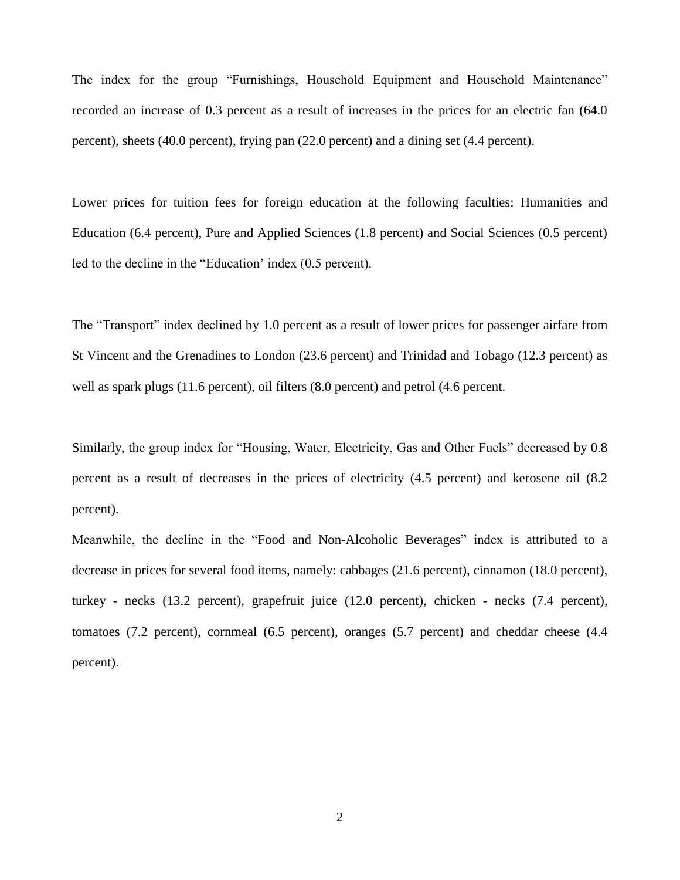The index for the group “Furnishings, Household Equipment and Household Maintenance” recorded an increase of 0.3 percent as a result of increases in the prices for an electric fan (64.0 percent), sheets (40.0 percent), frying pan (22.0 percent) and a dining set (4.4 percent).

Lower prices for tuition fees for foreign education at the following faculties: Humanities and Education (6.4 percent), Pure and Applied Sciences (1.8 percent) and Social Sciences (0.5 percent) led to the decline in the “Education’ index (0.5 percent).

The “Transport” index declined by 1.0 percent as a result of lower prices for passenger airfare from St Vincent and the Grenadines to London (23.6 percent) and Trinidad and Tobago (12.3 percent) as well as spark plugs (11.6 percent), oil filters (8.0 percent) and petrol (4.6 percent.

Similarly, the group index for “Housing, Water, Electricity, Gas and Other Fuels” decreased by 0.8 percent as a result of decreases in the prices of electricity (4.5 percent) and kerosene oil (8.2 percent).

Meanwhile, the decline in the “Food and Non-Alcoholic Beverages” index is attributed to a decrease in prices for several food items, namely: cabbages (21.6 percent), cinnamon (18.0 percent), turkey - necks (13.2 percent), grapefruit juice (12.0 percent), chicken - necks (7.4 percent), tomatoes (7.2 percent), cornmeal (6.5 percent), oranges (5.7 percent) and cheddar cheese (4.4 percent).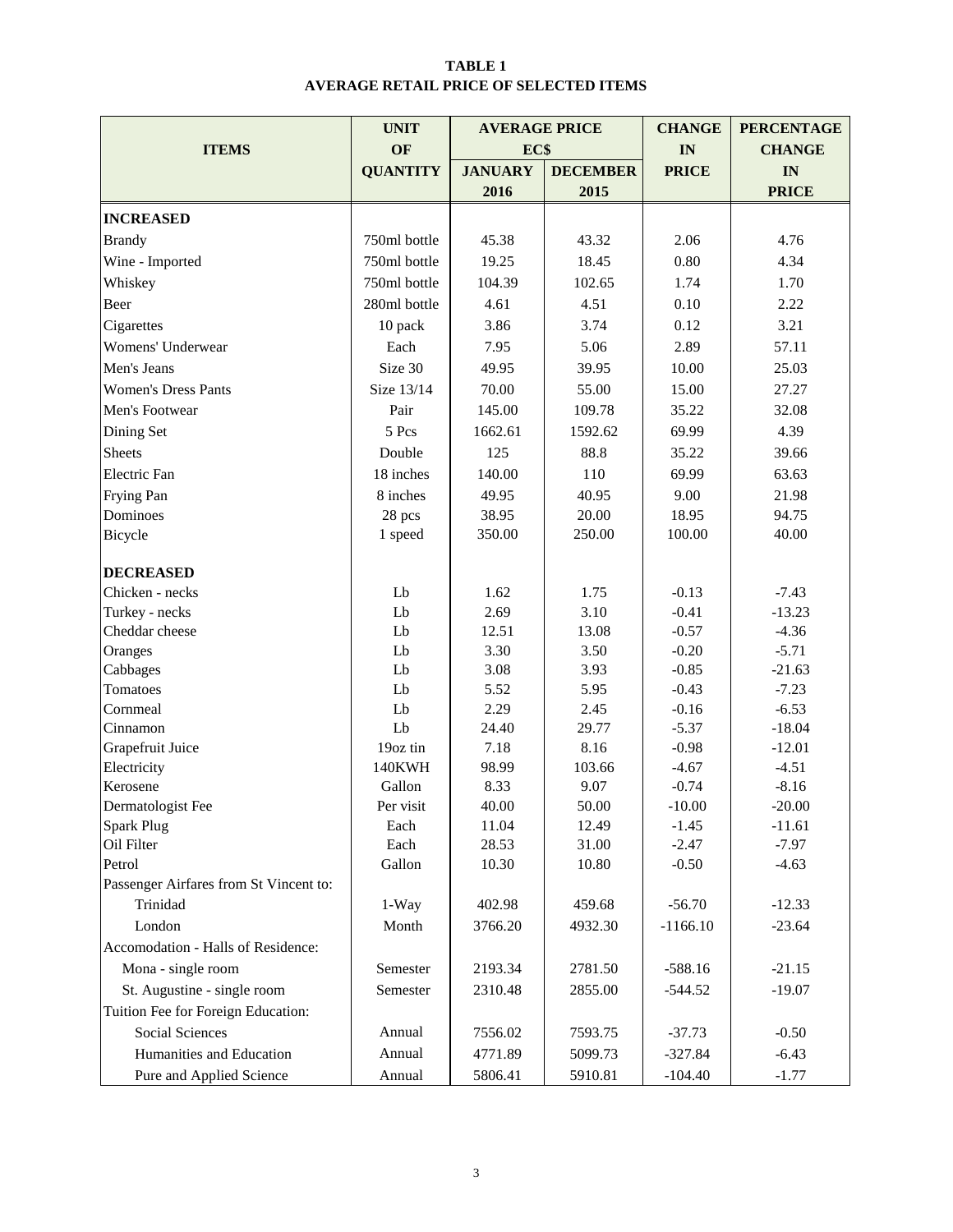**TABLE 1**
**AVERAGE RETAIL PRICE OF SELECTED ITEMS**

| ITEMS | UNIT OF QUANTITY | AVERAGE PRICE EC$ | | CHANGE IN PRICE | PERCENTAGE CHANGE IN PRICE |
|---|---|---|---|---|---|
| | | JANUARY 2016 | DECEMBER 2015 | | |
| **INCREASED** | | | | | |
| Brandy | 750ml bottle | 45.38 | 43.32 | 2.06 | 4.76 |
| Wine - Imported | 750ml bottle | 19.25 | 18.45 | 0.80 | 4.34 |
| Whiskey | 750ml bottle | 104.39 | 102.65 | 1.74 | 1.70 |
| Beer | 280ml bottle | 4.61 | 4.51 | 0.10 | 2.22 |
| Cigarettes | 10 pack | 3.86 | 3.74 | 0.12 | 3.21 |
| Womens' Underwear | Each | 7.95 | 5.06 | 2.89 | 57.11 |
| Men's Jeans | Size 30 | 49.95 | 39.95 | 10.00 | 25.03 |
| Women's Dress Pants | Size 13/14 | 70.00 | 55.00 | 15.00 | 27.27 |
| Men's Footwear | Pair | 145.00 | 109.78 | 35.22 | 32.08 |
| Dining Set | 5 Pcs | 1662.61 | 1592.62 | 69.99 | 4.39 |
| Sheets | Double | 125 | 88.8 | 35.22 | 39.66 |
| Electric Fan | 18 inches | 140.00 | 110 | 69.99 | 63.63 |
| Frying Pan | 8 inches | 49.95 | 40.95 | 9.00 | 21.98 |
| Dominoes | 28 pcs | 38.95 | 20.00 | 18.95 | 94.75 |
| Bicycle | 1 speed | 350.00 | 250.00 | 100.00 | 40.00 |
| **DECREASED** | | | | | |
| Chicken - necks | Lb | 1.62 | 1.75 | -0.13 | -7.43 |
| Turkey - necks | Lb | 2.69 | 3.10 | -0.41 | -13.23 |
| Cheddar cheese | Lb | 12.51 | 13.08 | -0.57 | -4.36 |
| Oranges | Lb | 3.30 | 3.50 | -0.20 | -5.71 |
| Cabbages | Lb | 3.08 | 3.93 | -0.85 | -21.63 |
| Tomatoes | Lb | 5.52 | 5.95 | -0.43 | -7.23 |
| Cornmeal | Lb | 2.29 | 2.45 | -0.16 | -6.53 |
| Cinnamon | Lb | 24.40 | 29.77 | -5.37 | -18.04 |
| Grapefruit Juice | 19oz tin | 7.18 | 8.16 | -0.98 | -12.01 |
| Electricity | 140KWH | 98.99 | 103.66 | -4.67 | -4.51 |
| Kerosene | Gallon | 8.33 | 9.07 | -0.74 | -8.16 |
| Dermatologist Fee | Per visit | 40.00 | 50.00 | -10.00 | -20.00 |
| Spark Plug | Each | 11.04 | 12.49 | -1.45 | -11.61 |
| Oil Filter | Each | 28.53 | 31.00 | -2.47 | -7.97 |
| Petrol | Gallon | 10.30 | 10.80 | -0.50 | -4.63 |
| Passenger Airfares from St Vincent to: | | | | | |
| Trinidad | 1-Way | 402.98 | 459.68 | -56.70 | -12.33 |
| London | Month | 3766.20 | 4932.30 | -1166.10 | -23.64 |
| Accomodation - Halls of Residence: | | | | | |
| Mona - single room | Semester | 2193.34 | 2781.50 | -588.16 | -21.15 |
| St. Augustine - single room | Semester | 2310.48 | 2855.00 | -544.52 | -19.07 |
| Tuition Fee for Foreign Education: | | | | | |
| Social Sciences | Annual | 7556.02 | 7593.75 | -37.73 | -0.50 |
| Humanities and Education | Annual | 4771.89 | 5099.73 | -327.84 | -6.43 |
| Pure and Applied Science | Annual | 5806.41 | 5910.81 | -104.40 | -1.77 |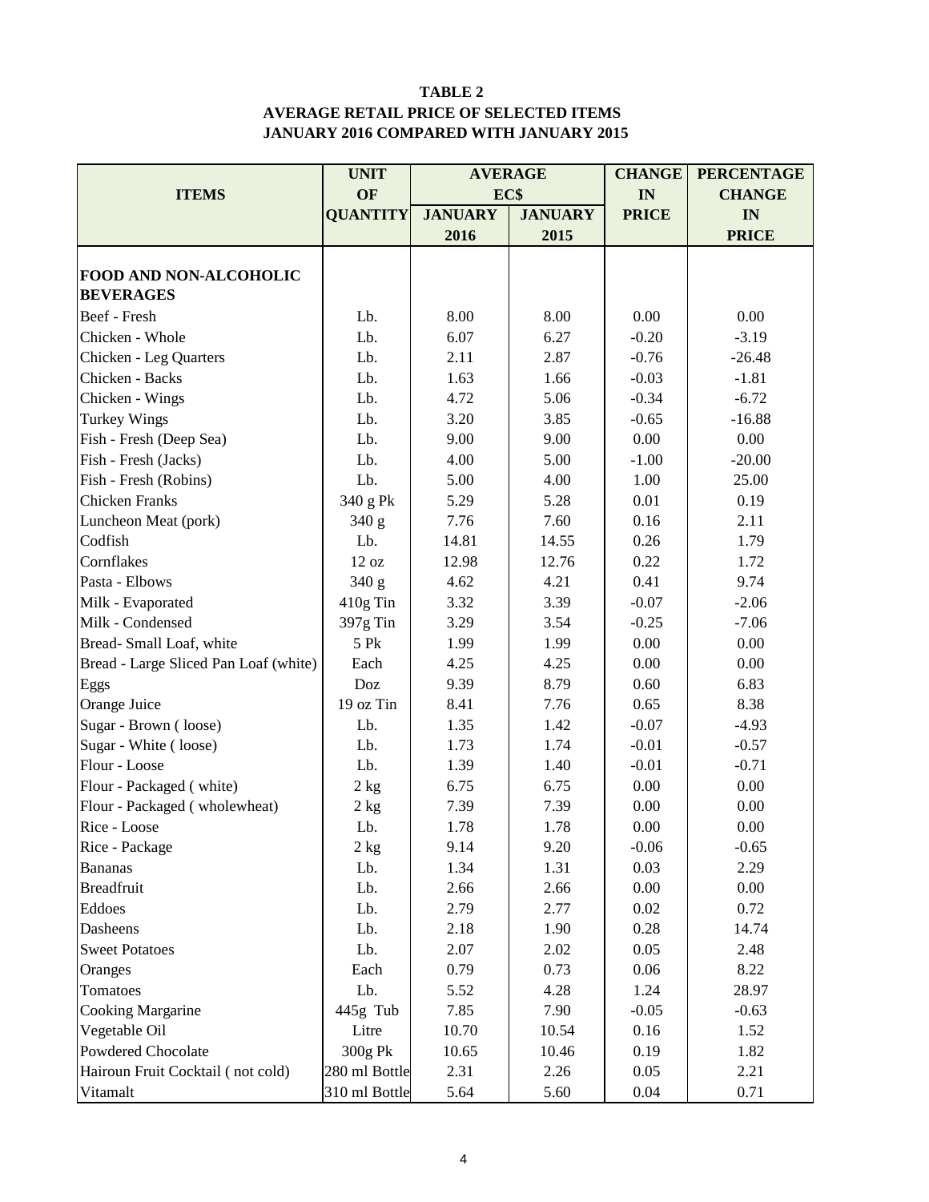**TABLE 2**
**AVERAGE RETAIL PRICE OF SELECTED ITEMS**
**JANUARY 2016 COMPARED WITH JANUARY 2015**

| ITEMS | UNIT OF QUANTITY | AVERAGE EC$ JANUARY 2016 | JANUARY 2015 | CHANGE IN PRICE | PERCENTAGE CHANGE IN PRICE |
|---|---|---|---|---|---|
| **FOOD AND NON-ALCOHOLIC BEVERAGES** | | | | | |
| Beef - Fresh | Lb. | 8.00 | 8.00 | 0.00 | 0.00 |
| Chicken - Whole | Lb. | 6.07 | 6.27 | -0.20 | -3.19 |
| Chicken - Leg Quarters | Lb. | 2.11 | 2.87 | -0.76 | -26.48 |
| Chicken - Backs | Lb. | 1.63 | 1.66 | -0.03 | -1.81 |
| Chicken - Wings | Lb. | 4.72 | 5.06 | -0.34 | -6.72 |
| Turkey Wings | Lb. | 3.20 | 3.85 | -0.65 | -16.88 |
| Fish - Fresh (Deep Sea) | Lb. | 9.00 | 9.00 | 0.00 | 0.00 |
| Fish - Fresh (Jacks) | Lb. | 4.00 | 5.00 | -1.00 | -20.00 |
| Fish - Fresh (Robins) | Lb. | 5.00 | 4.00 | 1.00 | 25.00 |
| Chicken Franks | 340 g Pk | 5.29 | 5.28 | 0.01 | 0.19 |
| Luncheon Meat (pork) | 340 g | 7.76 | 7.60 | 0.16 | 2.11 |
| Codfish | Lb. | 14.81 | 14.55 | 0.26 | 1.79 |
| Cornflakes | 12 oz | 12.98 | 12.76 | 0.22 | 1.72 |
| Pasta - Elbows | 340 g | 4.62 | 4.21 | 0.41 | 9.74 |
| Milk - Evaporated | 410g Tin | 3.32 | 3.39 | -0.07 | -2.06 |
| Milk - Condensed | 397g Tin | 3.29 | 3.54 | -0.25 | -7.06 |
| Bread- Small Loaf, white | 5 Pk | 1.99 | 1.99 | 0.00 | 0.00 |
| Bread - Large Sliced Pan Loaf (white) | Each | 4.25 | 4.25 | 0.00 | 0.00 |
| Eggs | Doz | 9.39 | 8.79 | 0.60 | 6.83 |
| Orange Juice | 19 oz Tin | 8.41 | 7.76 | 0.65 | 8.38 |
| Sugar - Brown ( loose) | Lb. | 1.35 | 1.42 | -0.07 | -4.93 |
| Sugar - White ( loose) | Lb. | 1.73 | 1.74 | -0.01 | -0.57 |
| Flour - Loose | Lb. | 1.39 | 1.40 | -0.01 | -0.71 |
| Flour - Packaged ( white) | 2 kg | 6.75 | 6.75 | 0.00 | 0.00 |
| Flour - Packaged ( wholewheat) | 2 kg | 7.39 | 7.39 | 0.00 | 0.00 |
| Rice - Loose | Lb. | 1.78 | 1.78 | 0.00 | 0.00 |
| Rice - Package | 2 kg | 9.14 | 9.20 | -0.06 | -0.65 |
| Bananas | Lb. | 1.34 | 1.31 | 0.03 | 2.29 |
| Breadfruit | Lb. | 2.66 | 2.66 | 0.00 | 0.00 |
| Eddoes | Lb. | 2.79 | 2.77 | 0.02 | 0.72 |
| Dasheens | Lb. | 2.18 | 1.90 | 0.28 | 14.74 |
| Sweet Potatoes | Lb. | 2.07 | 2.02 | 0.05 | 2.48 |
| Oranges | Each | 0.79 | 0.73 | 0.06 | 8.22 |
| Tomatoes | Lb. | 5.52 | 4.28 | 1.24 | 28.97 |
| Cooking Margarine | 445g Tub | 7.85 | 7.90 | -0.05 | -0.63 |
| Vegetable Oil | Litre | 10.70 | 10.54 | 0.16 | 1.52 |
| Powdered Chocolate | 300g Pk | 10.65 | 10.46 | 0.19 | 1.82 |
| Hairoun Fruit Cocktail ( not cold) | 280 ml Bottle | 2.31 | 2.26 | 0.05 | 2.21 |
| Vitamalt | 310 ml Bottle | 5.64 | 5.60 | 0.04 | 0.71 |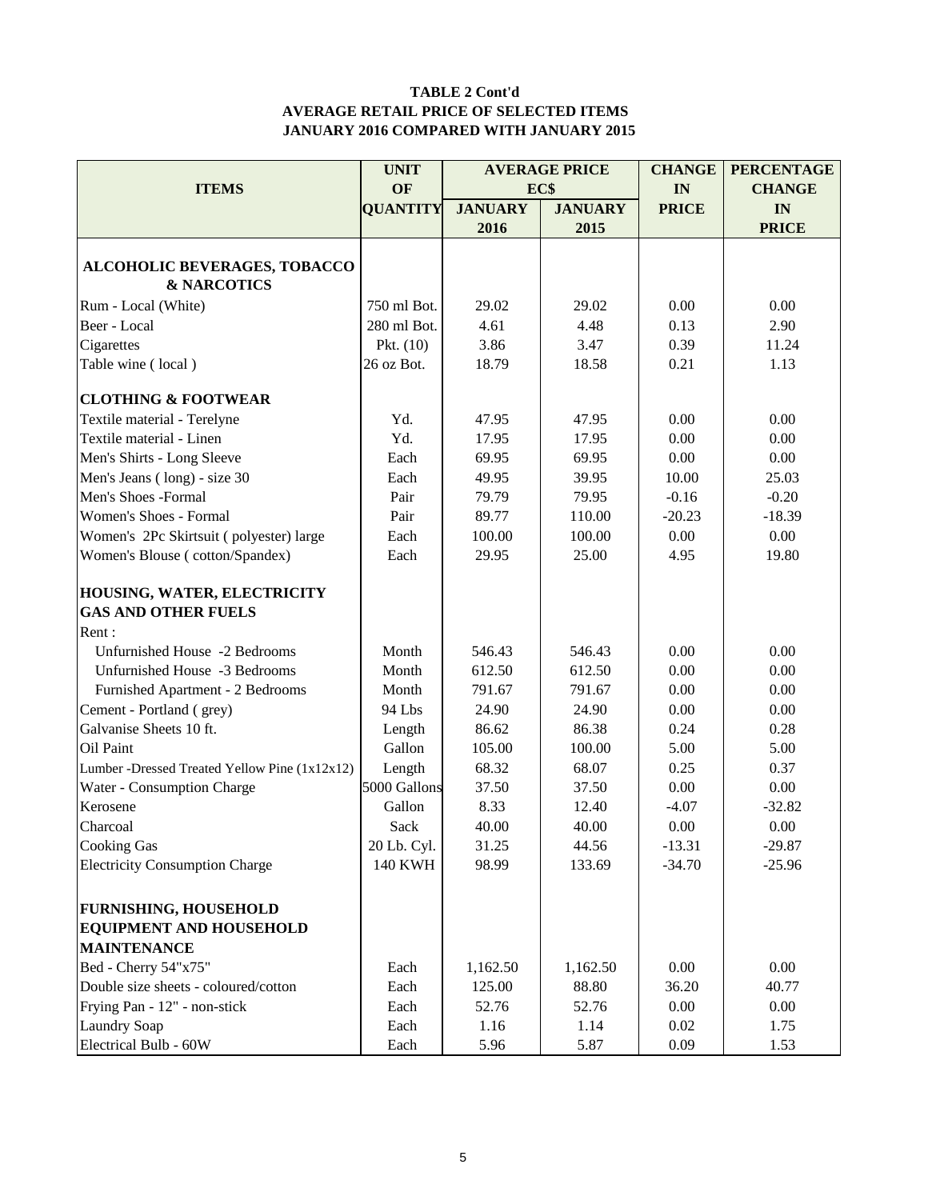**TABLE 2 Cont'd**
**AVERAGE RETAIL PRICE OF SELECTED ITEMS**
**JANUARY 2016 COMPARED WITH JANUARY 2015**

| ITEMS | UNIT OF QUANTITY | AVERAGE PRICE EC$ | | CHANGE IN PRICE | PERCENTAGE CHANGE IN PRICE |
|---|---|---|---|---|---|
| | | JANUARY 2016 | JANUARY 2015 | | |
| **ALCOHOLIC BEVERAGES, TOBACCO & NARCOTICS** | | | | | |
| Rum - Local (White) | 750 ml Bot. | 29.02 | 29.02 | 0.00 | 0.00 |
| Beer - Local | 280 ml Bot. | 4.61 | 4.48 | 0.13 | 2.90 |
| Cigarettes | Pkt. (10) | 3.86 | 3.47 | 0.39 | 11.24 |
| Table wine ( local ) | 26 oz Bot. | 18.79 | 18.58 | 0.21 | 1.13 |
| **CLOTHING & FOOTWEAR** | | | | | |
| Textile material - Terelyne | Yd. | 47.95 | 47.95 | 0.00 | 0.00 |
| Textile material - Linen | Yd. | 17.95 | 17.95 | 0.00 | 0.00 |
| Men's Shirts - Long Sleeve | Each | 69.95 | 69.95 | 0.00 | 0.00 |
| Men's Jeans ( long) - size 30 | Each | 49.95 | 39.95 | 10.00 | 25.03 |
| Men's Shoes -Formal | Pair | 79.79 | 79.95 | -0.16 | -0.20 |
| Women's Shoes - Formal | Pair | 89.77 | 110.00 | -20.23 | -18.39 |
| Women's 2Pc Skirtsuit ( polyester) large | Each | 100.00 | 100.00 | 0.00 | 0.00 |
| Women's Blouse ( cotton/Spandex) | Each | 29.95 | 25.00 | 4.95 | 19.80 |
| **HOUSING, WATER, ELECTRICITY GAS AND OTHER FUELS** | | | | | |
| Rent : | | | | | |
| Unfurnished House -2 Bedrooms | Month | 546.43 | 546.43 | 0.00 | 0.00 |
| Unfurnished House -3 Bedrooms | Month | 612.50 | 612.50 | 0.00 | 0.00 |
| Furnished Apartment - 2 Bedrooms | Month | 791.67 | 791.67 | 0.00 | 0.00 |
| Cement - Portland ( grey) | 94 Lbs | 24.90 | 24.90 | 0.00 | 0.00 |
| Galvanise Sheets 10 ft. | Length | 86.62 | 86.38 | 0.24 | 0.28 |
| Oil Paint | Gallon | 105.00 | 100.00 | 5.00 | 5.00 |
| Lumber -Dressed Treated Yellow Pine (1x12x12) | Length | 68.32 | 68.07 | 0.25 | 0.37 |
| Water - Consumption Charge | 5000 Gallons | 37.50 | 37.50 | 0.00 | 0.00 |
| Kerosene | Gallon | 8.33 | 12.40 | -4.07 | -32.82 |
| Charcoal | Sack | 40.00 | 40.00 | 0.00 | 0.00 |
| Cooking Gas | 20 Lb. Cyl. | 31.25 | 44.56 | -13.31 | -29.87 |
| Electricity Consumption Charge | 140 KWH | 98.99 | 133.69 | -34.70 | -25.96 |
| **FURNISHING, HOUSEHOLD EQUIPMENT AND HOUSEHOLD MAINTENANCE** | | | | | |
| Bed - Cherry 54"x75" | Each | 1,162.50 | 1,162.50 | 0.00 | 0.00 |
| Double size sheets - coloured/cotton | Each | 125.00 | 88.80 | 36.20 | 40.77 |
| Frying Pan - 12" - non-stick | Each | 52.76 | 52.76 | 0.00 | 0.00 |
| Laundry Soap | Each | 1.16 | 1.14 | 0.02 | 1.75 |
| Electrical Bulb - 60W | Each | 5.96 | 5.87 | 0.09 | 1.53 |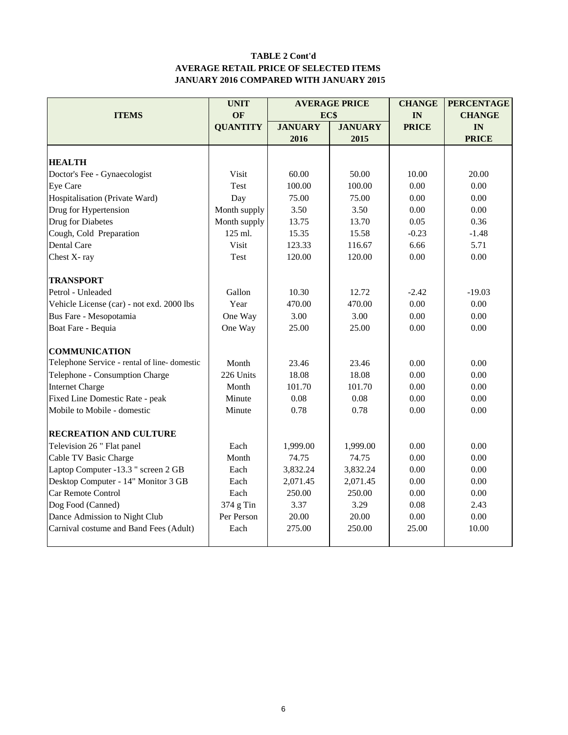**TABLE 2 Cont'd**
**AVERAGE RETAIL PRICE OF SELECTED ITEMS**
**JANUARY 2016 COMPARED WITH JANUARY 2015**

| ITEMS | UNIT OF QUANTITY | AVERAGE PRICE EC$ | | CHANGE IN PRICE | PERCENTAGE CHANGE IN PRICE |
|---|---|---|---|---|---|
| | | JANUARY 2016 | JANUARY 2015 | | |
| **HEALTH** | | | | | |
| Doctor's Fee - Gynaecologist | Visit | 60.00 | 50.00 | 10.00 | 20.00 |
| Eye Care | Test | 100.00 | 100.00 | 0.00 | 0.00 |
| Hospitalisation (Private Ward) | Day | 75.00 | 75.00 | 0.00 | 0.00 |
| Drug for Hypertension | Month supply | 3.50 | 3.50 | 0.00 | 0.00 |
| Drug for Diabetes | Month supply | 13.75 | 13.70 | 0.05 | 0.36 |
| Cough, Cold Preparation | 125 ml. | 15.35 | 15.58 | -0.23 | -1.48 |
| Dental Care | Visit | 123.33 | 116.67 | 6.66 | 5.71 |
| Chest X- ray | Test | 120.00 | 120.00 | 0.00 | 0.00 |
| **TRANSPORT** | | | | | |
| Petrol - Unleaded | Gallon | 10.30 | 12.72 | -2.42 | -19.03 |
| Vehicle License (car) - not exd. 2000 lbs | Year | 470.00 | 470.00 | 0.00 | 0.00 |
| Bus Fare - Mesopotamia | One Way | 3.00 | 3.00 | 0.00 | 0.00 |
| Boat Fare - Bequia | One Way | 25.00 | 25.00 | 0.00 | 0.00 |
| **COMMUNICATION** | | | | | |
| Telephone Service - rental of line- domestic | Month | 23.46 | 23.46 | 0.00 | 0.00 |
| Telephone - Consumption Charge | 226 Units | 18.08 | 18.08 | 0.00 | 0.00 |
| Internet Charge | Month | 101.70 | 101.70 | 0.00 | 0.00 |
| Fixed Line Domestic Rate - peak | Minute | 0.08 | 0.08 | 0.00 | 0.00 |
| Mobile to Mobile - domestic | Minute | 0.78 | 0.78 | 0.00 | 0.00 |
| **RECREATION AND CULTURE** | | | | | |
| Television 26 " Flat panel | Each | 1,999.00 | 1,999.00 | 0.00 | 0.00 |
| Cable TV Basic Charge | Month | 74.75 | 74.75 | 0.00 | 0.00 |
| Laptop Computer -13.3 " screen 2 GB | Each | 3,832.24 | 3,832.24 | 0.00 | 0.00 |
| Desktop Computer - 14" Monitor 3 GB | Each | 2,071.45 | 2,071.45 | 0.00 | 0.00 |
| Car Remote Control | Each | 250.00 | 250.00 | 0.00 | 0.00 |
| Dog Food (Canned) | 374 g Tin | 3.37 | 3.29 | 0.08 | 2.43 |
| Dance Admission to Night Club | Per Person | 20.00 | 20.00 | 0.00 | 0.00 |
| Carnival costume and Band Fees (Adult) | Each | 275.00 | 250.00 | 25.00 | 10.00 |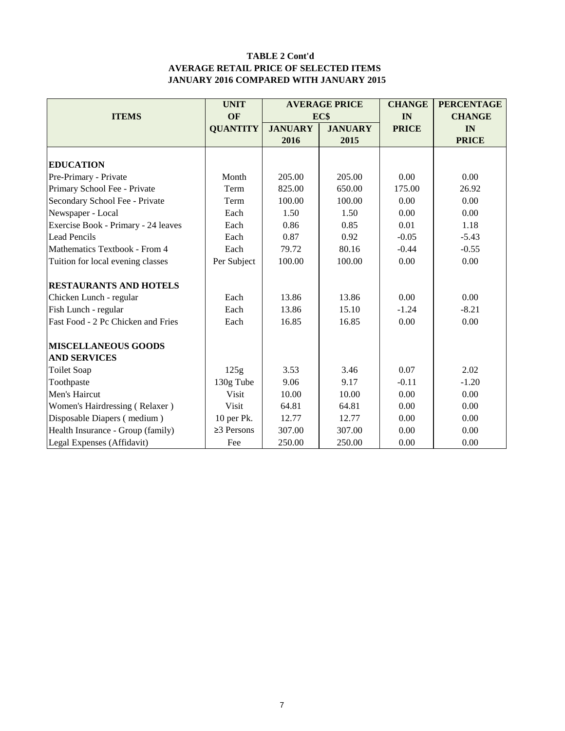**TABLE 2 Cont'd**
**AVERAGE RETAIL PRICE OF SELECTED ITEMS**
**JANUARY 2016 COMPARED WITH JANUARY 2015**

| ITEMS | UNIT OF QUANTITY | AVERAGE PRICE EC$ JANUARY 2016 | JANUARY 2015 | CHANGE IN PRICE | PERCENTAGE CHANGE IN PRICE |
|---|---|---|---|---|---|
| **EDUCATION** | | | | | |
| Pre-Primary - Private | Month | 205.00 | 205.00 | 0.00 | 0.00 |
| Primary School Fee - Private | Term | 825.00 | 650.00 | 175.00 | 26.92 |
| Secondary School Fee - Private | Term | 100.00 | 100.00 | 0.00 | 0.00 |
| Newspaper - Local | Each | 1.50 | 1.50 | 0.00 | 0.00 |
| Exercise Book - Primary - 24 leaves | Each | 0.86 | 0.85 | 0.01 | 1.18 |
| Lead Pencils | Each | 0.87 | 0.92 | -0.05 | -5.43 |
| Mathematics Textbook - From 4 | Each | 79.72 | 80.16 | -0.44 | -0.55 |
| Tuition for local evening classes | Per Subject | 100.00 | 100.00 | 0.00 | 0.00 |
| **RESTAURANTS AND HOTELS** | | | | | |
| Chicken Lunch - regular | Each | 13.86 | 13.86 | 0.00 | 0.00 |
| Fish Lunch - regular | Each | 13.86 | 15.10 | -1.24 | -8.21 |
| Fast Food - 2 Pc Chicken and Fries | Each | 16.85 | 16.85 | 0.00 | 0.00 |
| **MISCELLANEOUS GOODS AND SERVICES** | | | | | |
| Toilet Soap | 125g | 3.53 | 3.46 | 0.07 | 2.02 |
| Toothpaste | 130g Tube | 9.06 | 9.17 | -0.11 | -1.20 |
| Men's Haircut | Visit | 10.00 | 10.00 | 0.00 | 0.00 |
| Women's Hairdressing ( Relaxer ) | Visit | 64.81 | 64.81 | 0.00 | 0.00 |
| Disposable Diapers ( medium ) | 10 per Pk. | 12.77 | 12.77 | 0.00 | 0.00 |
| Health Insurance - Group (family) | ≥3 Persons | 307.00 | 307.00 | 0.00 | 0.00 |
| Legal Expenses (Affidavit) | Fee | 250.00 | 250.00 | 0.00 | 0.00 |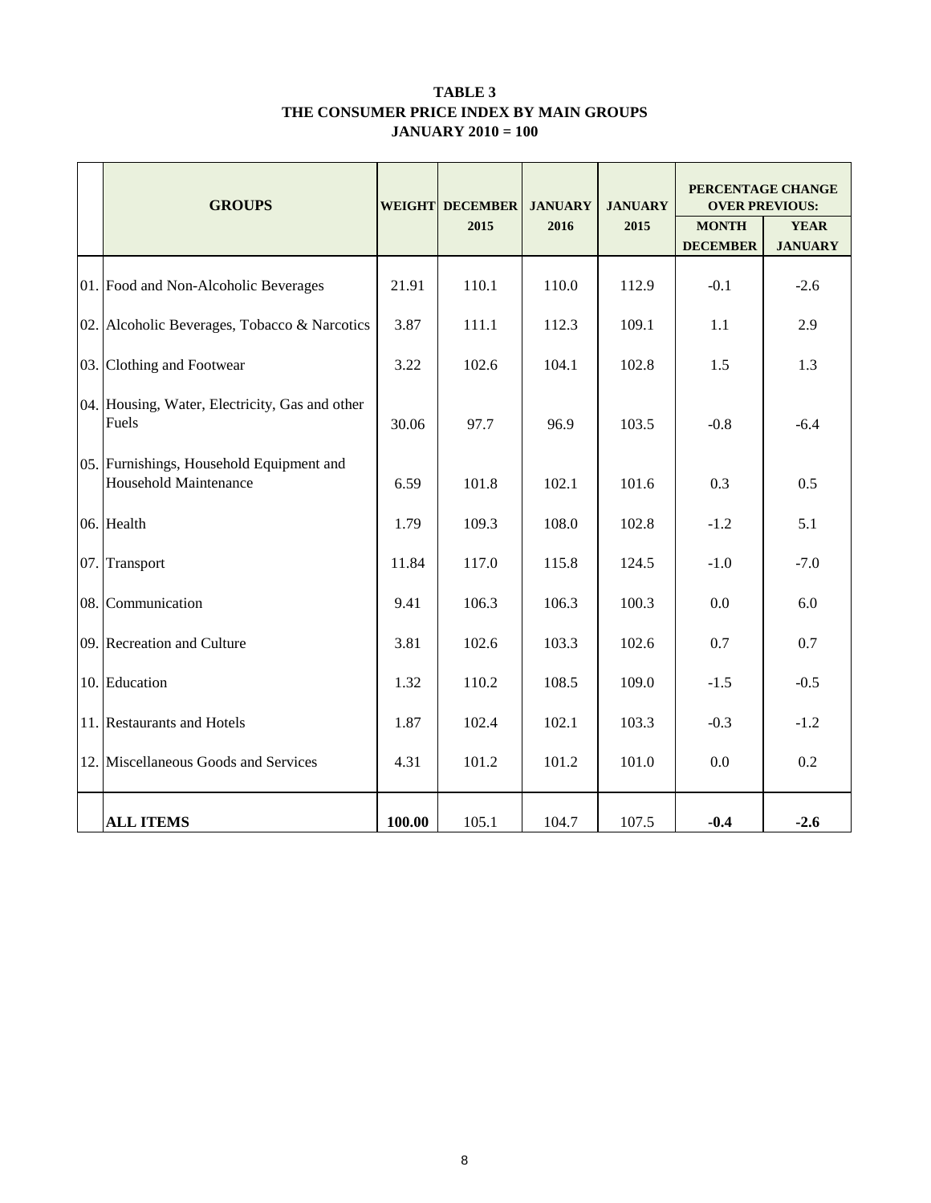**TABLE 3**
**THE CONSUMER PRICE INDEX BY MAIN GROUPS**
**JANUARY 2010 = 100**

| | GROUPS | WEIGHT | DECEMBER 2015 | JANUARY 2016 | JANUARY 2015 | PERCENTAGE CHANGE OVER PREVIOUS: | |
|---|---|---|---|---|---|---|---|
| | | | | | | MONTH DECEMBER | YEAR JANUARY |
| 01. | Food and Non-Alcoholic Beverages | 21.91 | 110.1 | 110.0 | 112.9 | -0.1 | -2.6 |
| 02. | Alcoholic Beverages, Tobacco & Narcotics | 3.87 | 111.1 | 112.3 | 109.1 | 1.1 | 2.9 |
| 03. | Clothing and Footwear | 3.22 | 102.6 | 104.1 | 102.8 | 1.5 | 1.3 |
| 04. | Housing, Water, Electricity, Gas and other Fuels | 30.06 | 97.7 | 96.9 | 103.5 | -0.8 | -6.4 |
| 05. | Furnishings, Household Equipment and Household Maintenance | 6.59 | 101.8 | 102.1 | 101.6 | 0.3 | 0.5 |
| 06. | Health | 1.79 | 109.3 | 108.0 | 102.8 | -1.2 | 5.1 |
| 07. | Transport | 11.84 | 117.0 | 115.8 | 124.5 | -1.0 | -7.0 |
| 08. | Communication | 9.41 | 106.3 | 106.3 | 100.3 | 0.0 | 6.0 |
| 09. | Recreation and Culture | 3.81 | 102.6 | 103.3 | 102.6 | 0.7 | 0.7 |
| 10. | Education | 1.32 | 110.2 | 108.5 | 109.0 | -1.5 | -0.5 |
| 11. | Restaurants and Hotels | 1.87 | 102.4 | 102.1 | 103.3 | -0.3 | -1.2 |
| 12. | Miscellaneous Goods and Services | 4.31 | 101.2 | 101.2 | 101.0 | 0.0 | 0.2 |
| | **ALL ITEMS** | **100.00** | 105.1 | 104.7 | 107.5 | **-0.4** | **-2.6** |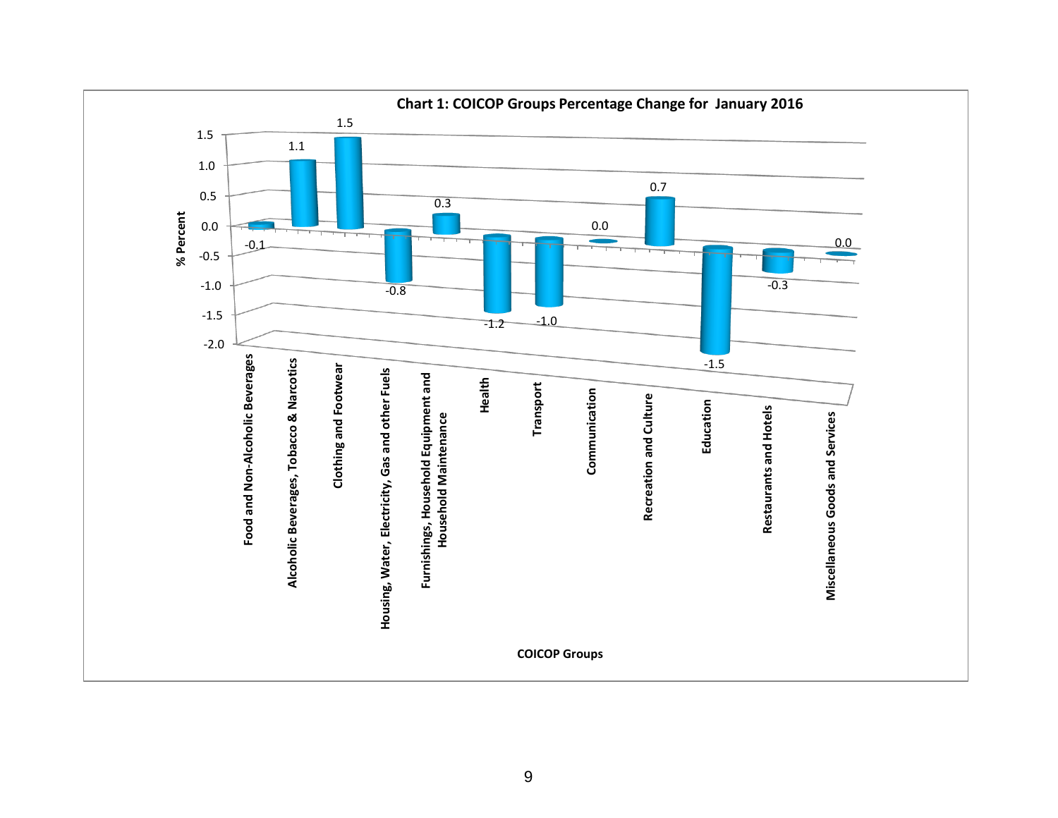**Chart 1: COICOP Groups Percentage Change for January 2016**

| COICOP Groups | % Percent |
|---|---|
| Food and Non-Alcoholic Beverages | -0.1 |
| Alcoholic Beverages, Tobacco & Narcotics | 1.1 |
| Clothing and Footwear | 1.5 |
| Housing, Water, Electricity, Gas and other Fuels | -0.8 |
| Furnishings, Household Equipment and Household Maintenance | 0.3 |
| Health | -1.2 |
| Transport | -1.0 |
| Communication | 0.0 |
| Recreation and Culture | 0.7 |
| Education | -1.5 |
| Restaurants and Hotels | -0.3 |
| Miscellaneous Goods and Services | 0.0 |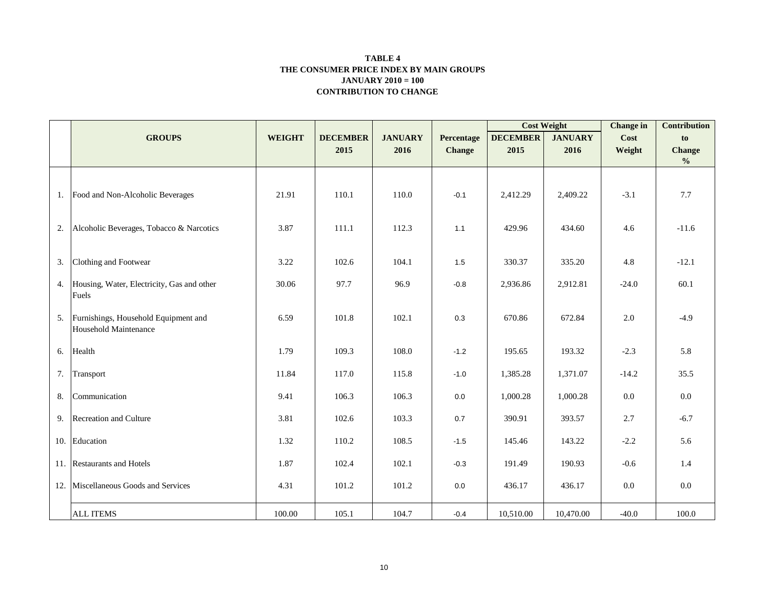**TABLE 4**
**THE CONSUMER PRICE INDEX BY MAIN GROUPS**
**JANUARY 2010 = 100**
**CONTRIBUTION TO CHANGE**

| | GROUPS | WEIGHT | DECEMBER 2015 | JANUARY 2016 | Percentage Change | Cost Weight | | Change in Cost Weight | Contribution to Change % |
|---|---|---|---|---|---|---|---|---|---|
| | | | | | | DECEMBER 2015 | JANUARY 2016 | | |
| 1. | Food and Non-Alcoholic Beverages | 21.91 | 110.1 | 110.0 | -0.1 | 2,412.29 | 2,409.22 | -3.1 | 7.7 |
| 2. | Alcoholic Beverages, Tobacco & Narcotics | 3.87 | 111.1 | 112.3 | 1.1 | 429.96 | 434.60 | 4.6 | -11.6 |
| 3. | Clothing and Footwear | 3.22 | 102.6 | 104.1 | 1.5 | 330.37 | 335.20 | 4.8 | -12.1 |
| 4. | Housing, Water, Electricity, Gas and other Fuels | 30.06 | 97.7 | 96.9 | -0.8 | 2,936.86 | 2,912.81 | -24.0 | 60.1 |
| 5. | Furnishings, Household Equipment and Household Maintenance | 6.59 | 101.8 | 102.1 | 0.3 | 670.86 | 672.84 | 2.0 | -4.9 |
| 6. | Health | 1.79 | 109.3 | 108.0 | -1.2 | 195.65 | 193.32 | -2.3 | 5.8 |
| 7. | Transport | 11.84 | 117.0 | 115.8 | -1.0 | 1,385.28 | 1,371.07 | -14.2 | 35.5 |
| 8. | Communication | 9.41 | 106.3 | 106.3 | 0.0 | 1,000.28 | 1,000.28 | 0.0 | 0.0 |
| 9. | Recreation and Culture | 3.81 | 102.6 | 103.3 | 0.7 | 390.91 | 393.57 | 2.7 | -6.7 |
| 10. | Education | 1.32 | 110.2 | 108.5 | -1.5 | 145.46 | 143.22 | -2.2 | 5.6 |
| 11. | Restaurants and Hotels | 1.87 | 102.4 | 102.1 | -0.3 | 191.49 | 190.93 | -0.6 | 1.4 |
| 12. | Miscellaneous Goods and Services | 4.31 | 101.2 | 101.2 | 0.0 | 436.17 | 436.17 | 0.0 | 0.0 |
| | ALL ITEMS | 100.00 | 105.1 | 104.7 | -0.4 | 10,510.00 | 10,470.00 | -40.0 | 100.0 |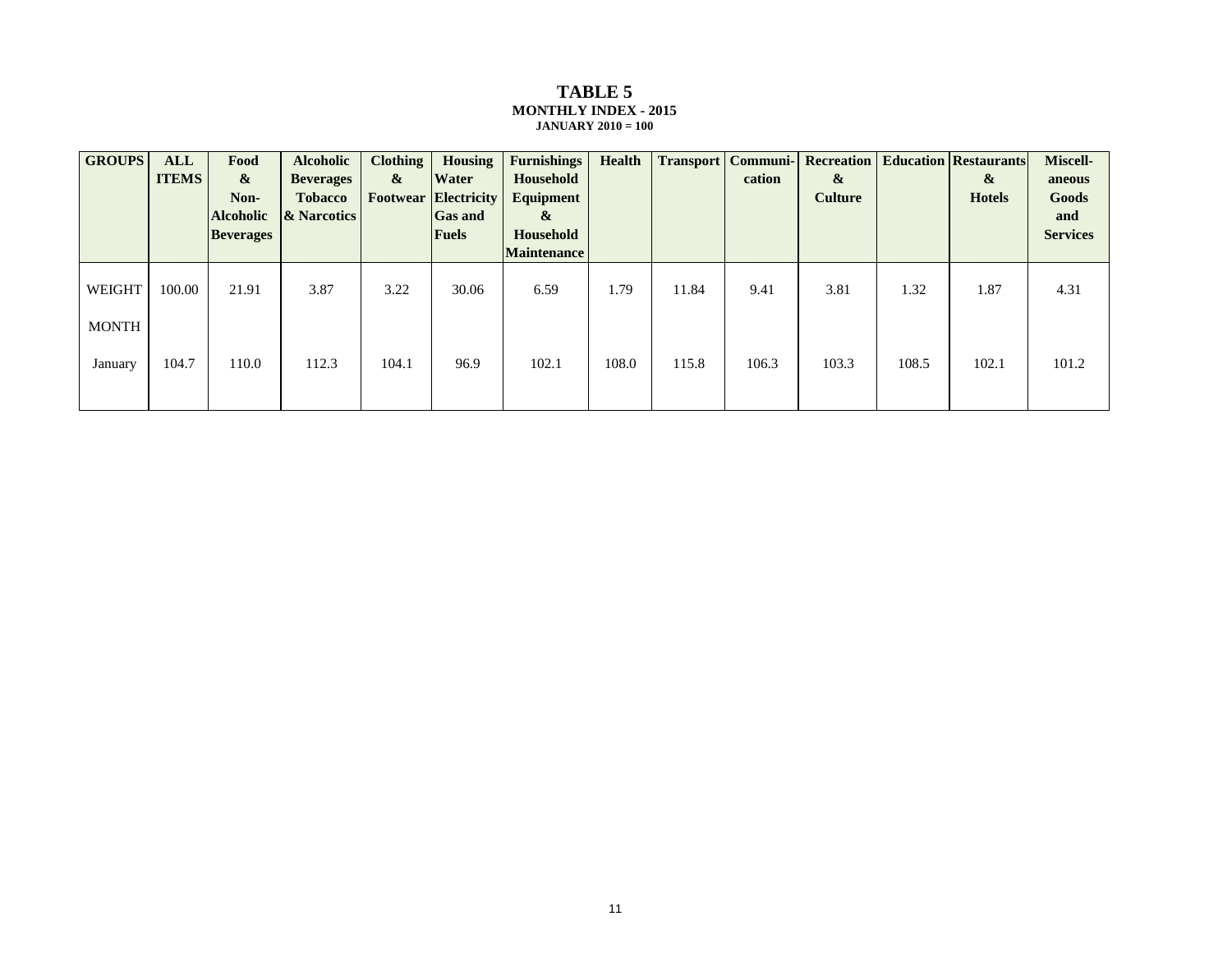# TABLE 5

**MONTHLY INDEX - 2015**

**JANUARY 2010 = 100**

| GROUPS | ALL ITEMS | Food & Non-Alcoholic Beverages | Alcoholic Beverages Tobacco & Narcotics | Clothing & Footwear | Housing Water Electricity Gas and Fuels | Furnishings Household Equipment & Household Maintenance | Health | Transport | Communi-cation | Recreation & Culture | Education | Restaurants & Hotels | Miscell-aneous Goods and Services |
|---|---|---|---|---|---|---|---|---|---|---|---|---|---|
| WEIGHT | 100.00 | 21.91 | 3.87 | 3.22 | 30.06 | 6.59 | 1.79 | 11.84 | 9.41 | 3.81 | 1.32 | 1.87 | 4.31 |
| MONTH | | | | | | | | | | | | | |
| January | 104.7 | 110.0 | 112.3 | 104.1 | 96.9 | 102.1 | 108.0 | 115.8 | 106.3 | 103.3 | 108.5 | 102.1 | 101.2 |